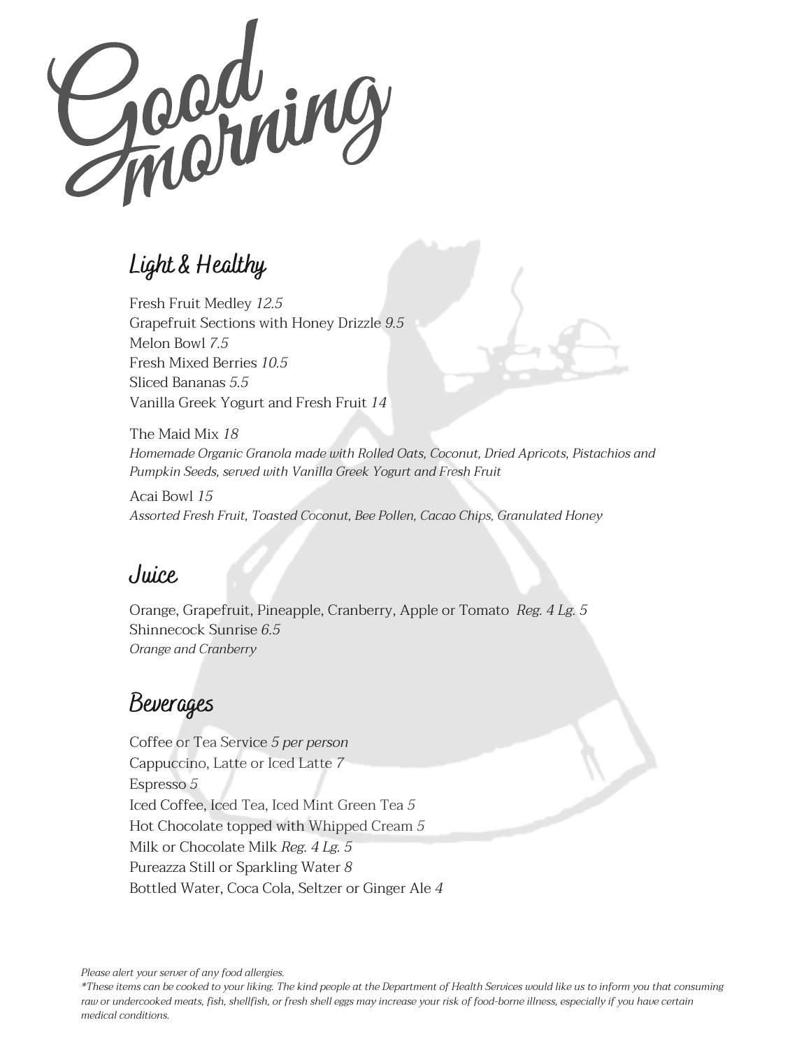# Good morning

## Light & Healthy

Fresh Fruit Medley *12.5*
Grapefruit Sections with Honey Drizzle *9.5*
Melon Bowl *7.5*
Fresh Mixed Berries *10.5*
Sliced Bananas *5.5*
Vanilla Greek Yogurt and Fresh Fruit *14*

The Maid Mix *18*
*Homemade Organic Granola made with Rolled Oats, Coconut, Dried Apricots, Pistachios and Pumpkin Seeds, served with Vanilla Greek Yogurt and Fresh Fruit*

Acai Bowl *15*
*Assorted Fresh Fruit, Toasted Coconut, Bee Pollen, Cacao Chips, Granulated Honey*

## Juice

Orange, Grapefruit, Pineapple, Cranberry, Apple or Tomato *Reg. 4 Lg. 5*
Shinnecock Sunrise *6.5*
*Orange and Cranberry*

## Beverages

Coffee or Tea Service *5 per person*
Cappuccino, Latte or Iced Latte *7*
Espresso *5*
Iced Coffee, Iced Tea, Iced Mint Green Tea *5*
Hot Chocolate topped with Whipped Cream *5*
Milk or Chocolate Milk *Reg. 4 Lg. 5*
Pureazza Still or Sparkling Water *8*
Bottled Water, Coca Cola, Seltzer or Ginger Ale *4*

*Please alert your server of any food allergies.*
**These items can be cooked to your liking. The kind people at the Department of Health Services would like us to inform you that consuming raw or undercooked meats, fish, shellfish, or fresh shell eggs may increase your risk of food-borne illness, especially if you have certain medical conditions.*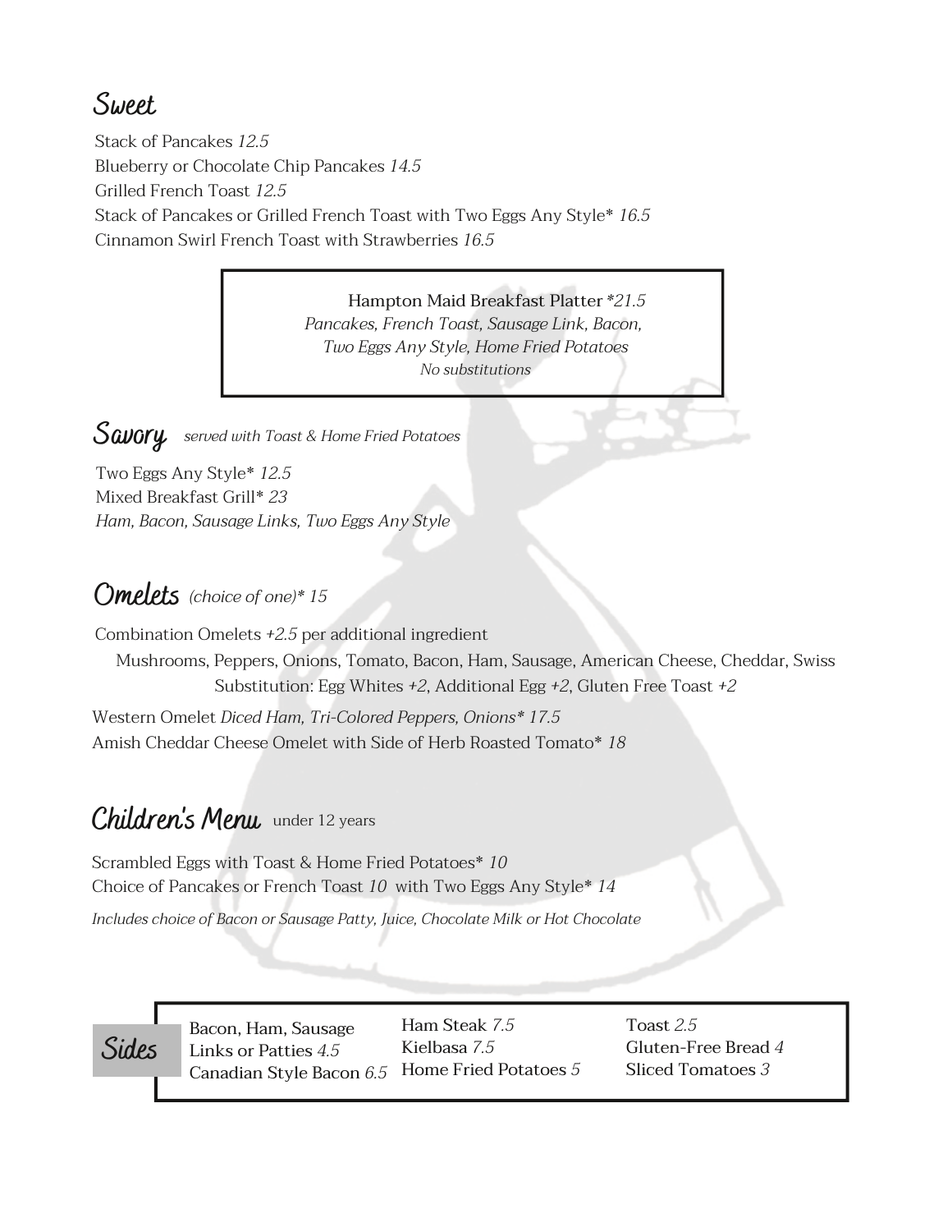## Sweet

Stack of Pancakes *12.5*
Blueberry or Chocolate Chip Pancakes *14.5*
Grilled French Toast *12.5*
Stack of Pancakes or Grilled French Toast with Two Eggs Any Style* *16.5*
Cinnamon Swirl French Toast with Strawberries *16.5*

Hampton Maid Breakfast Platter *\*21.5*
*Pancakes, French Toast, Sausage Link, Bacon, Two Eggs Any Style, Home Fried Potatoes*
*No substitutions*

## Savory *served with Toast & Home Fried Potatoes*

Two Eggs Any Style* *12.5*
Mixed Breakfast Grill* *23*
*Ham, Bacon, Sausage Links, Two Eggs Any Style*

## Omelets *(choice of one)\* 15*

Combination Omelets *+2.5* per additional ingredient
Mushrooms, Peppers, Onions, Tomato, Bacon, Ham, Sausage, American Cheese, Cheddar, Swiss
Substitution: Egg Whites *+2*, Additional Egg *+2*, Gluten Free Toast *+2*

Western Omelet *Diced Ham, Tri-Colored Peppers, Onions\* 17.5*
Amish Cheddar Cheese Omelet with Side of Herb Roasted Tomato* *18*

## Children's Menu under 12 years

Scrambled Eggs with Toast & Home Fried Potatoes* *10*
Choice of Pancakes or French Toast *10* with Two Eggs Any Style* *14*

*Includes choice of Bacon or Sausage Patty, Juice, Chocolate Milk or Hot Chocolate*

## Sides

Bacon, Ham, Sausage Links or Patties *4.5*
Canadian Style Bacon *6.5*
Ham Steak *7.5*
Kielbasa *7.5*
Home Fried Potatoes *5*
Toast *2.5*
Gluten-Free Bread *4*
Sliced Tomatoes *3*